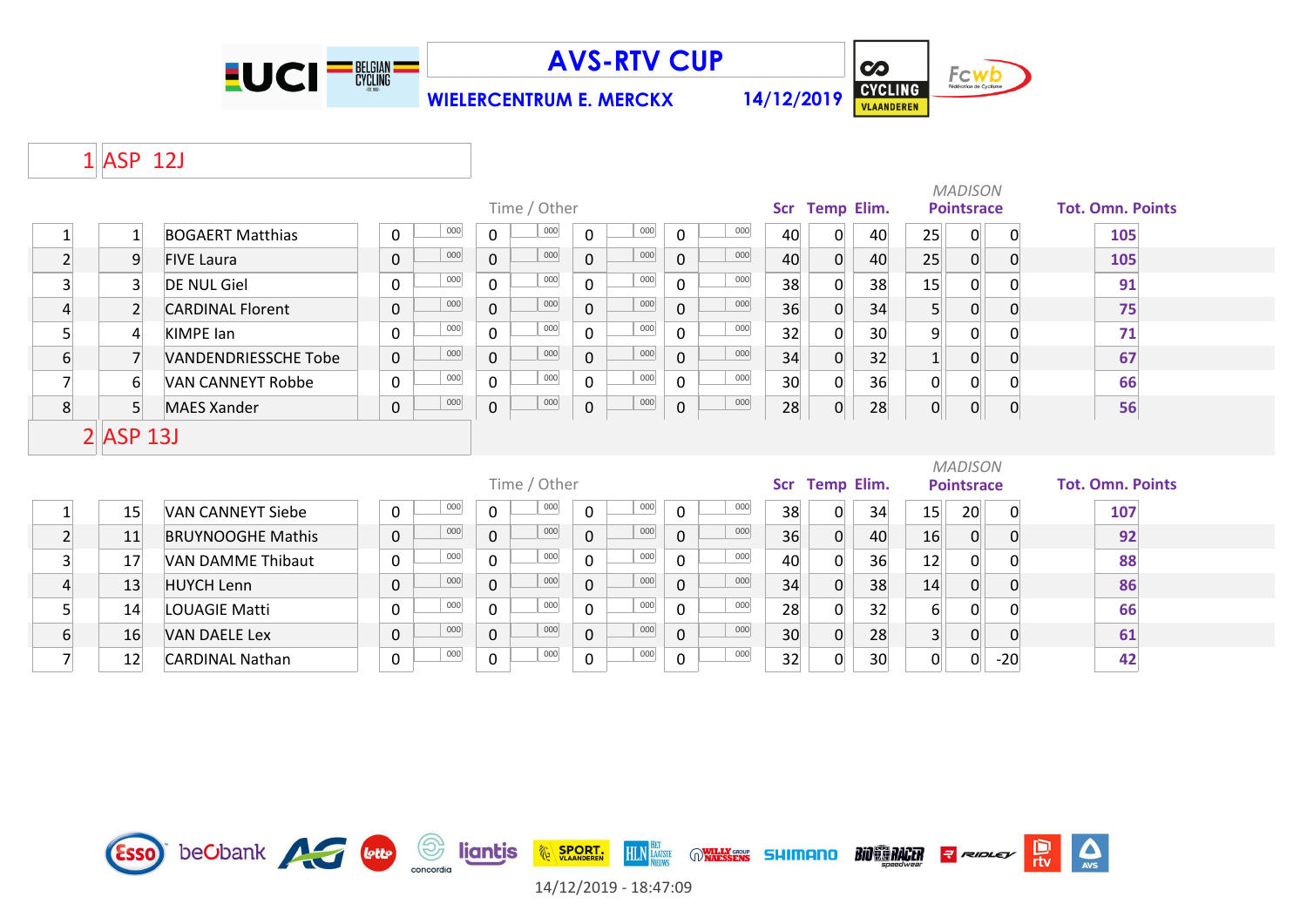# AVS-RTV CUP

**WIELERCENTRUM E. MERCKX** 14/12/2019

## 1 ASP 12J

| | | | Time / Other | | | | | | | | Scr | Temp | Elim. | MADISON Pointsrace | | | Tot. Omn. Points |
|---|---|---|---|---|---|---|---|---|---|---|---|---|---|---|---|---|---|
| 1 | 1 | BOGAERT Matthias | 0 | 000 | 0 | 000 | 0 | 000 | 0 | 000 | 40 | 0 | 40 | 25 | 0 | 0 | 105 |
| 2 | 9 | FIVE Laura | 0 | 000 | 0 | 000 | 0 | 000 | 0 | 000 | 40 | 0 | 40 | 25 | 0 | 0 | 105 |
| 3 | 3 | DE NUL Giel | 0 | 000 | 0 | 000 | 0 | 000 | 0 | 000 | 38 | 0 | 38 | 15 | 0 | 0 | 91 |
| 4 | 2 | CARDINAL Florent | 0 | 000 | 0 | 000 | 0 | 000 | 0 | 000 | 36 | 0 | 34 | 5 | 0 | 0 | 75 |
| 5 | 4 | KIMPE Ian | 0 | 000 | 0 | 000 | 0 | 000 | 0 | 000 | 32 | 0 | 30 | 9 | 0 | 0 | 71 |
| 6 | 7 | VANDENDRIESSCHE Tobe | 0 | 000 | 0 | 000 | 0 | 000 | 0 | 000 | 34 | 0 | 32 | 1 | 0 | 0 | 67 |
| 7 | 6 | VAN CANNEYT Robbe | 0 | 000 | 0 | 000 | 0 | 000 | 0 | 000 | 30 | 0 | 36 | 0 | 0 | 0 | 66 |
| 8 | 5 | MAES Xander | 0 | 000 | 0 | 000 | 0 | 000 | 0 | 000 | 28 | 0 | 28 | 0 | 0 | 0 | 56 |

## 2 ASP 13J

| | | | Time / Other | | | | | | | | Scr | Temp | Elim. | MADISON Pointsrace | | | Tot. Omn. Points |
|---|---|---|---|---|---|---|---|---|---|---|---|---|---|---|---|---|---|
| 1 | 15 | VAN CANNEYT Siebe | 0 | 000 | 0 | 000 | 0 | 000 | 0 | 000 | 38 | 0 | 34 | 15 | 20 | 0 | 107 |
| 2 | 11 | BRUYNOOGHE Mathis | 0 | 000 | 0 | 000 | 0 | 000 | 0 | 000 | 36 | 0 | 40 | 16 | 0 | 0 | 92 |
| 3 | 17 | VAN DAMME Thibaut | 0 | 000 | 0 | 000 | 0 | 000 | 0 | 000 | 40 | 0 | 36 | 12 | 0 | 0 | 88 |
| 4 | 13 | HUYCH Lenn | 0 | 000 | 0 | 000 | 0 | 000 | 0 | 000 | 34 | 0 | 38 | 14 | 0 | 0 | 86 |
| 5 | 14 | LOUAGIE Matti | 0 | 000 | 0 | 000 | 0 | 000 | 0 | 000 | 28 | 0 | 32 | 6 | 0 | 0 | 66 |
| 6 | 16 | VAN DAELE Lex | 0 | 000 | 0 | 000 | 0 | 000 | 0 | 000 | 30 | 0 | 28 | 3 | 0 | 0 | 61 |
| 7 | 12 | CARDINAL Nathan | 0 | 000 | 0 | 000 | 0 | 000 | 0 | 000 | 32 | 0 | 30 | 0 | 0 | -20 | 42 |

14/12/2019 - 18:47:09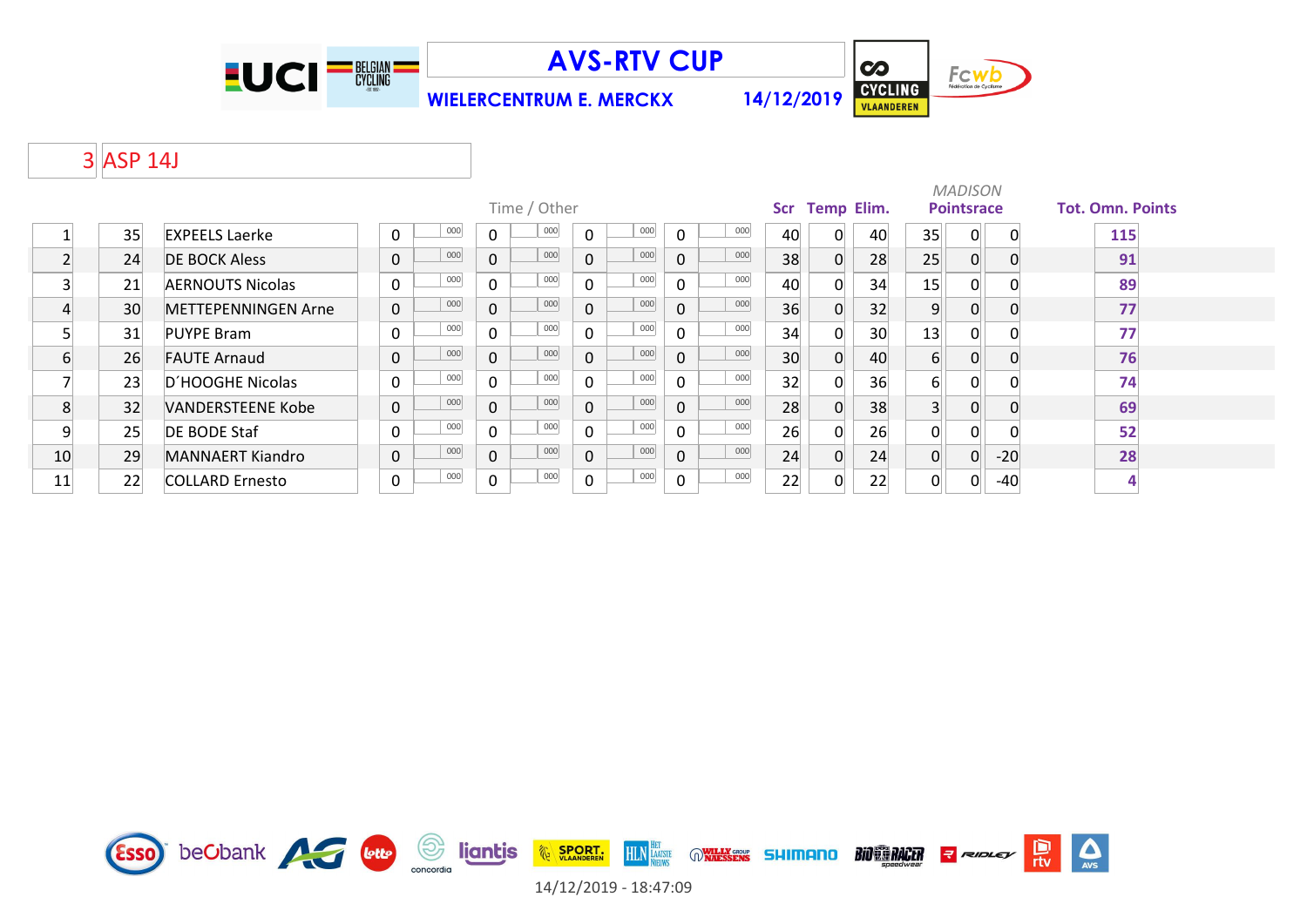# AVS-RTV CUP

**WIELERCENTRUM E. MERCKX** **14/12/2019**

## 3 ASP 14J

| | | | Time / Other | | | | | | | | Scr | Temp | Elim. | MADISON Pointsrace | | | Tot. Omn. Points |
|---|---|---|---|---|---|---|---|---|---|---|---|---|---|---|---|---|---|
| 1 | 35 | EXPEELS Laerke | 0 | 000 | 0 | 000 | 0 | 000 | 0 | 000 | 40 | 0 | 40 | 35 | 0 | 0 | 115 |
| 2 | 24 | DE BOCK Aless | 0 | 000 | 0 | 000 | 0 | 000 | 0 | 000 | 38 | 0 | 28 | 25 | 0 | 0 | 91 |
| 3 | 21 | AERNOUTS Nicolas | 0 | 000 | 0 | 000 | 0 | 000 | 0 | 000 | 40 | 0 | 34 | 15 | 0 | 0 | 89 |
| 4 | 30 | METTEPENNINGEN Arne | 0 | 000 | 0 | 000 | 0 | 000 | 0 | 000 | 36 | 0 | 32 | 9 | 0 | 0 | 77 |
| 5 | 31 | PUYPE Bram | 0 | 000 | 0 | 000 | 0 | 000 | 0 | 000 | 34 | 0 | 30 | 13 | 0 | 0 | 77 |
| 6 | 26 | FAUTE Arnaud | 0 | 000 | 0 | 000 | 0 | 000 | 0 | 000 | 30 | 0 | 40 | 6 | 0 | 0 | 76 |
| 7 | 23 | D´HOOGHE Nicolas | 0 | 000 | 0 | 000 | 0 | 000 | 0 | 000 | 32 | 0 | 36 | 6 | 0 | 0 | 74 |
| 8 | 32 | VANDERSTEENE Kobe | 0 | 000 | 0 | 000 | 0 | 000 | 0 | 000 | 28 | 0 | 38 | 3 | 0 | 0 | 69 |
| 9 | 25 | DE BODE Staf | 0 | 000 | 0 | 000 | 0 | 000 | 0 | 000 | 26 | 0 | 26 | 0 | 0 | 0 | 52 |
| 10 | 29 | MANNAERT Kiandro | 0 | 000 | 0 | 000 | 0 | 000 | 0 | 000 | 24 | 0 | 24 | 0 | 0 | -20 | 28 |
| 11 | 22 | COLLARD Ernesto | 0 | 000 | 0 | 000 | 0 | 000 | 0 | 000 | 22 | 0 | 22 | 0 | 0 | -40 | 4 |

14/12/2019 - 18:47:09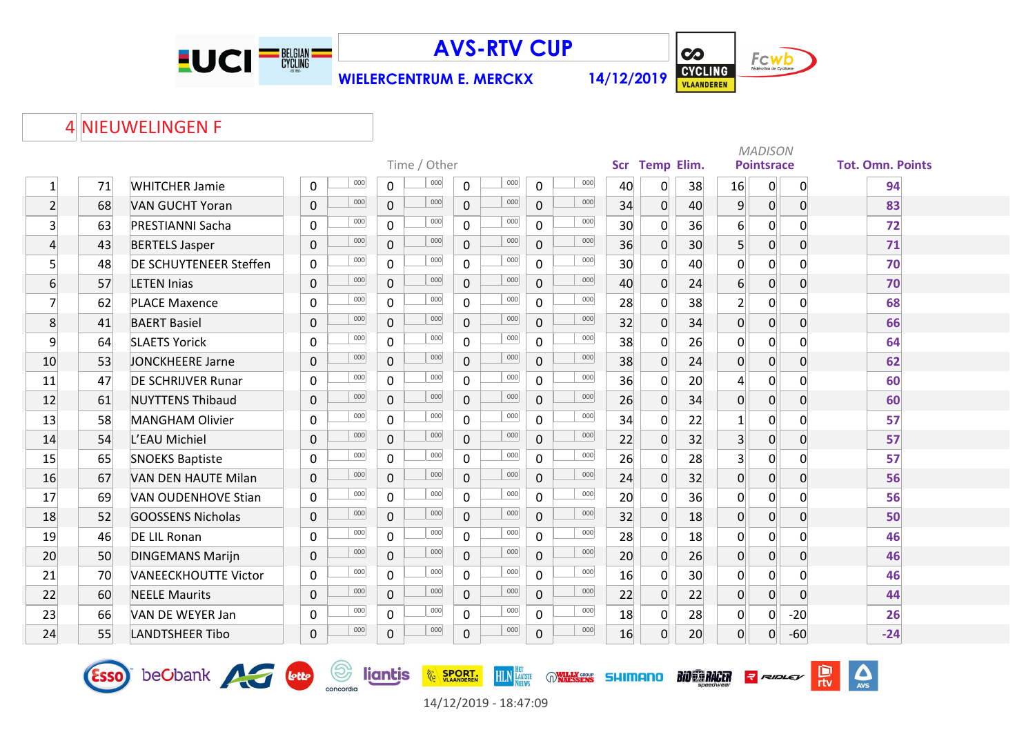# AVS-RTV CUP

**WIELERCENTRUM E. MERCKX** 14/12/2019

## 4 NIEUWELINGEN F

| | | | Time / Other | | | | | | | | Scr | Temp | Elim. | MADISON Pointsrace | | | Tot. Omn. Points |
|---|---|---|---|---|---|---|---|---|---|---|---|---|---|---|---|---|---|
| 1 | 71 | WHITCHER Jamie | 0 | 000 | 0 | 000 | 0 | 000 | 0 | 000 | 40 | 0 | 38 | 16 | 0 | 0 | 94 |
| 2 | 68 | VAN GUCHT Yoran | 0 | 000 | 0 | 000 | 0 | 000 | 0 | 000 | 34 | 0 | 40 | 9 | 0 | 0 | 83 |
| 3 | 63 | PRESTIANNI Sacha | 0 | 000 | 0 | 000 | 0 | 000 | 0 | 000 | 30 | 0 | 36 | 6 | 0 | 0 | 72 |
| 4 | 43 | BERTELS Jasper | 0 | 000 | 0 | 000 | 0 | 000 | 0 | 000 | 36 | 0 | 30 | 5 | 0 | 0 | 71 |
| 5 | 48 | DE SCHUYTENEER Steffen | 0 | 000 | 0 | 000 | 0 | 000 | 0 | 000 | 30 | 0 | 40 | 0 | 0 | 0 | 70 |
| 6 | 57 | LETEN Inias | 0 | 000 | 0 | 000 | 0 | 000 | 0 | 000 | 40 | 0 | 24 | 6 | 0 | 0 | 70 |
| 7 | 62 | PLACE Maxence | 0 | 000 | 0 | 000 | 0 | 000 | 0 | 000 | 28 | 0 | 38 | 2 | 0 | 0 | 68 |
| 8 | 41 | BAERT Basiel | 0 | 000 | 0 | 000 | 0 | 000 | 0 | 000 | 32 | 0 | 34 | 0 | 0 | 0 | 66 |
| 9 | 64 | SLAETS Yorick | 0 | 000 | 0 | 000 | 0 | 000 | 0 | 000 | 38 | 0 | 26 | 0 | 0 | 0 | 64 |
| 10 | 53 | JONCKHEERE Jarne | 0 | 000 | 0 | 000 | 0 | 000 | 0 | 000 | 38 | 0 | 24 | 0 | 0 | 0 | 62 |
| 11 | 47 | DE SCHRIJVER Runar | 0 | 000 | 0 | 000 | 0 | 000 | 0 | 000 | 36 | 0 | 20 | 4 | 0 | 0 | 60 |
| 12 | 61 | NUYTTENS Thibaud | 0 | 000 | 0 | 000 | 0 | 000 | 0 | 000 | 26 | 0 | 34 | 0 | 0 | 0 | 60 |
| 13 | 58 | MANGHAM Olivier | 0 | 000 | 0 | 000 | 0 | 000 | 0 | 000 | 34 | 0 | 22 | 1 | 0 | 0 | 57 |
| 14 | 54 | L'EAU Michiel | 0 | 000 | 0 | 000 | 0 | 000 | 0 | 000 | 22 | 0 | 32 | 3 | 0 | 0 | 57 |
| 15 | 65 | SNOEKS Baptiste | 0 | 000 | 0 | 000 | 0 | 000 | 0 | 000 | 26 | 0 | 28 | 3 | 0 | 0 | 57 |
| 16 | 67 | VAN DEN HAUTE Milan | 0 | 000 | 0 | 000 | 0 | 000 | 0 | 000 | 24 | 0 | 32 | 0 | 0 | 0 | 56 |
| 17 | 69 | VAN OUDENHOVE Stian | 0 | 000 | 0 | 000 | 0 | 000 | 0 | 000 | 20 | 0 | 36 | 0 | 0 | 0 | 56 |
| 18 | 52 | GOOSSENS Nicholas | 0 | 000 | 0 | 000 | 0 | 000 | 0 | 000 | 32 | 0 | 18 | 0 | 0 | 0 | 50 |
| 19 | 46 | DE LIL Ronan | 0 | 000 | 0 | 000 | 0 | 000 | 0 | 000 | 28 | 0 | 18 | 0 | 0 | 0 | 46 |
| 20 | 50 | DINGEMANS Marijn | 0 | 000 | 0 | 000 | 0 | 000 | 0 | 000 | 20 | 0 | 26 | 0 | 0 | 0 | 46 |
| 21 | 70 | VANEECKHOUTTE Victor | 0 | 000 | 0 | 000 | 0 | 000 | 0 | 000 | 16 | 0 | 30 | 0 | 0 | 0 | 46 |
| 22 | 60 | NEELE Maurits | 0 | 000 | 0 | 000 | 0 | 000 | 0 | 000 | 22 | 0 | 22 | 0 | 0 | 0 | 44 |
| 23 | 66 | VAN DE WEYER Jan | 0 | 000 | 0 | 000 | 0 | 000 | 0 | 000 | 18 | 0 | 28 | 0 | 0 | -20 | 26 |
| 24 | 55 | LANDTSHEER Tibo | 0 | 000 | 0 | 000 | 0 | 000 | 0 | 000 | 16 | 0 | 20 | 0 | 0 | -60 | -24 |

14/12/2019 - 18:47:09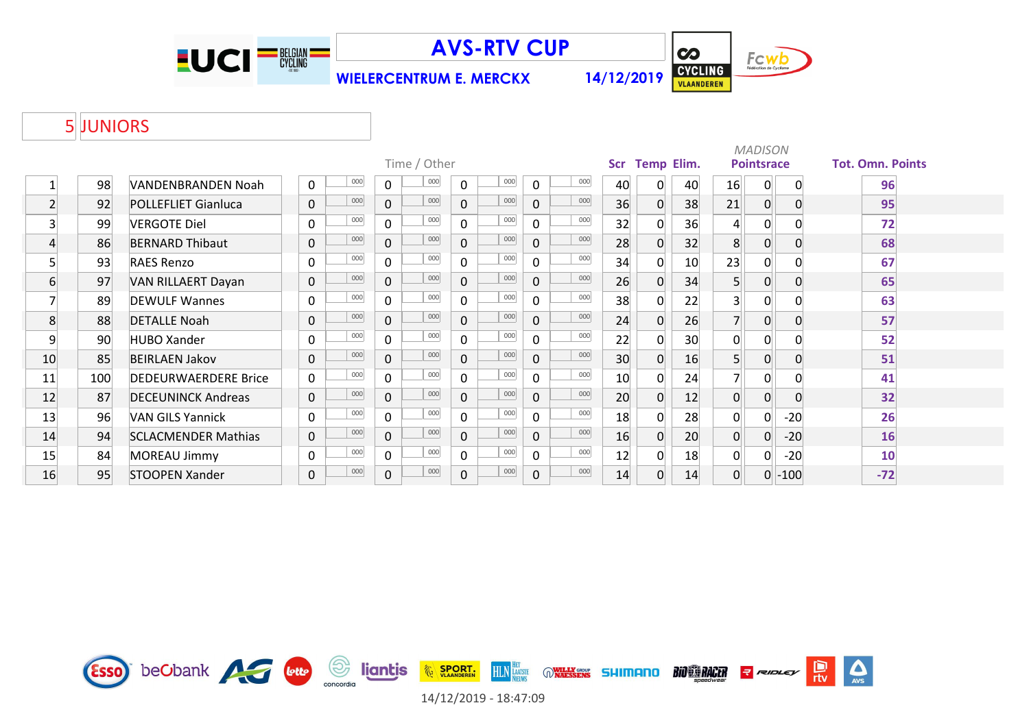# AVS-RTV CUP

**WIELERCENTRUM E. MERCKX** — **14/12/2019**

## 5 JUNIORS

| Pos | No | Name | Time / Other | | | | | | | | Scr | Temp | Elim. | MADISON Pointsrace | | | Tot. Omn. Points |
|---|---|---|---|---|---|---|---|---|---|---|---|---|---|---|---|---|---|
| 1 | 98 | VANDENBRANDEN Noah | 0 | 000 | 0 | 000 | 0 | 000 | 0 | 000 | 40 | 0 | 40 | 16 | 0 | 0 | 96 |
| 2 | 92 | POLLEFLIET Gianluca | 0 | 000 | 0 | 000 | 0 | 000 | 0 | 000 | 36 | 0 | 38 | 21 | 0 | 0 | 95 |
| 3 | 99 | VERGOTE Diel | 0 | 000 | 0 | 000 | 0 | 000 | 0 | 000 | 32 | 0 | 36 | 4 | 0 | 0 | 72 |
| 4 | 86 | BERNARD Thibaut | 0 | 000 | 0 | 000 | 0 | 000 | 0 | 000 | 28 | 0 | 32 | 8 | 0 | 0 | 68 |
| 5 | 93 | RAES Renzo | 0 | 000 | 0 | 000 | 0 | 000 | 0 | 000 | 34 | 0 | 10 | 23 | 0 | 0 | 67 |
| 6 | 97 | VAN RILLAERT Dayan | 0 | 000 | 0 | 000 | 0 | 000 | 0 | 000 | 26 | 0 | 34 | 5 | 0 | 0 | 65 |
| 7 | 89 | DEWULF Wannes | 0 | 000 | 0 | 000 | 0 | 000 | 0 | 000 | 38 | 0 | 22 | 3 | 0 | 0 | 63 |
| 8 | 88 | DETALLE Noah | 0 | 000 | 0 | 000 | 0 | 000 | 0 | 000 | 24 | 0 | 26 | 7 | 0 | 0 | 57 |
| 9 | 90 | HUBO Xander | 0 | 000 | 0 | 000 | 0 | 000 | 0 | 000 | 22 | 0 | 30 | 0 | 0 | 0 | 52 |
| 10 | 85 | BEIRLAEN Jakov | 0 | 000 | 0 | 000 | 0 | 000 | 0 | 000 | 30 | 0 | 16 | 5 | 0 | 0 | 51 |
| 11 | 100 | DEDEURWAERDERE Brice | 0 | 000 | 0 | 000 | 0 | 000 | 0 | 000 | 10 | 0 | 24 | 7 | 0 | 0 | 41 |
| 12 | 87 | DECEUNINCK Andreas | 0 | 000 | 0 | 000 | 0 | 000 | 0 | 000 | 20 | 0 | 12 | 0 | 0 | 0 | 32 |
| 13 | 96 | VAN GILS Yannick | 0 | 000 | 0 | 000 | 0 | 000 | 0 | 000 | 18 | 0 | 28 | 0 | 0 | -20 | 26 |
| 14 | 94 | SCLACMENDER Mathias | 0 | 000 | 0 | 000 | 0 | 000 | 0 | 000 | 16 | 0 | 20 | 0 | 0 | -20 | 16 |
| 15 | 84 | MOREAU Jimmy | 0 | 000 | 0 | 000 | 0 | 000 | 0 | 000 | 12 | 0 | 18 | 0 | 0 | -20 | 10 |
| 16 | 95 | STOOPEN Xander | 0 | 000 | 0 | 000 | 0 | 000 | 0 | 000 | 14 | 0 | 14 | 0 | 0 | -100 | -72 |

14/12/2019 - 18:47:09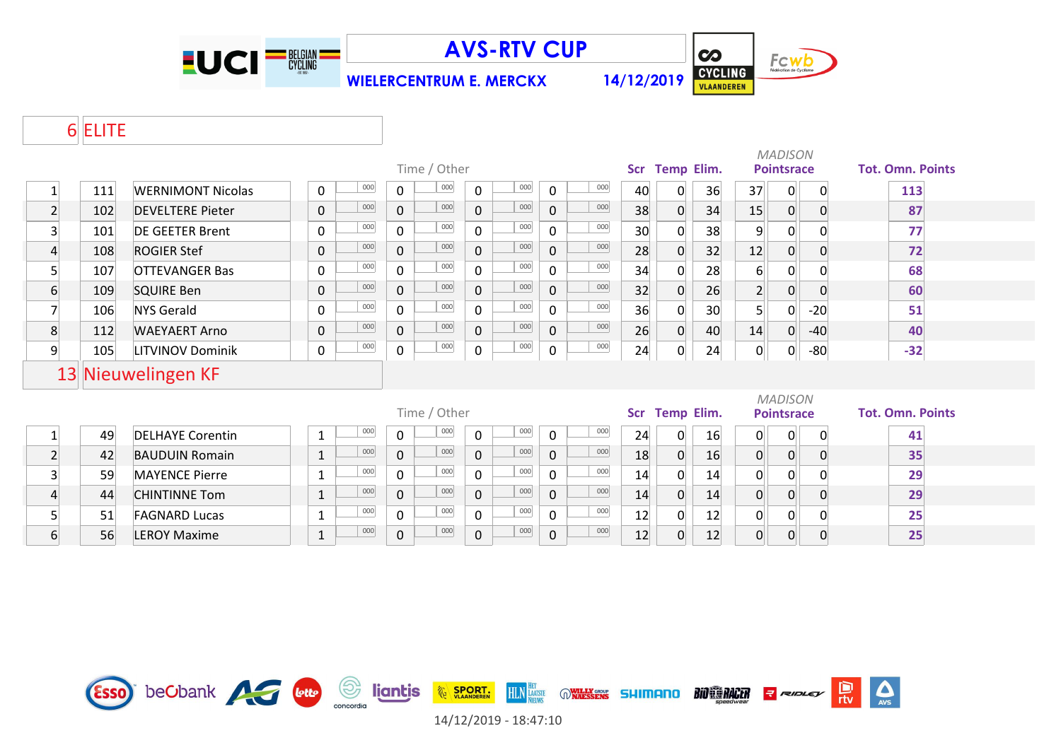# AVS-RTV CUP

**WIELERCENTRUM E. MERCKX** 14/12/2019

## 6 ELITE

| Pos | Nr | Name | Time / Other | | | | | | | | Scr | Temp | Elim. | MADISON Pointsrace | | | Tot. Omn. Points |
|---|---|---|---|---|---|---|---|---|---|---|---|---|---|---|---|---|---|
| 1 | 111 | WERNIMONT Nicolas | 0 | 000 | 0 | 000 | 0 | 000 | 0 | 000 | 40 | 0 | 36 | 37 | 0 | 0 | 113 |
| 2 | 102 | DEVELTERE Pieter | 0 | 000 | 0 | 000 | 0 | 000 | 0 | 000 | 38 | 0 | 34 | 15 | 0 | 0 | 87 |
| 3 | 101 | DE GEETER Brent | 0 | 000 | 0 | 000 | 0 | 000 | 0 | 000 | 30 | 0 | 38 | 9 | 0 | 0 | 77 |
| 4 | 108 | ROGIER Stef | 0 | 000 | 0 | 000 | 0 | 000 | 0 | 000 | 28 | 0 | 32 | 12 | 0 | 0 | 72 |
| 5 | 107 | OTTEVANGER Bas | 0 | 000 | 0 | 000 | 0 | 000 | 0 | 000 | 34 | 0 | 28 | 6 | 0 | 0 | 68 |
| 6 | 109 | SQUIRE Ben | 0 | 000 | 0 | 000 | 0 | 000 | 0 | 000 | 32 | 0 | 26 | 2 | 0 | 0 | 60 |
| 7 | 106 | NYS Gerald | 0 | 000 | 0 | 000 | 0 | 000 | 0 | 000 | 36 | 0 | 30 | 5 | 0 | -20 | 51 |
| 8 | 112 | WAEYAERT Arno | 0 | 000 | 0 | 000 | 0 | 000 | 0 | 000 | 26 | 0 | 40 | 14 | 0 | -40 | 40 |
| 9 | 105 | LITVINOV Dominik | 0 | 000 | 0 | 000 | 0 | 000 | 0 | 000 | 24 | 0 | 24 | 0 | 0 | -80 | -32 |

## 13 Nieuwelingen KF

| Pos | Nr | Name | Time / Other | | | | | | | | Scr | Temp | Elim. | MADISON Pointsrace | | | Tot. Omn. Points |
|---|---|---|---|---|---|---|---|---|---|---|---|---|---|---|---|---|---|
| 1 | 49 | DELHAYE Corentin | 1 | 000 | 0 | 000 | 0 | 000 | 0 | 000 | 24 | 0 | 16 | 0 | 0 | 0 | 41 |
| 2 | 42 | BAUDUIN Romain | 1 | 000 | 0 | 000 | 0 | 000 | 0 | 000 | 18 | 0 | 16 | 0 | 0 | 0 | 35 |
| 3 | 59 | MAYENCE Pierre | 1 | 000 | 0 | 000 | 0 | 000 | 0 | 000 | 14 | 0 | 14 | 0 | 0 | 0 | 29 |
| 4 | 44 | CHINTINNE Tom | 1 | 000 | 0 | 000 | 0 | 000 | 0 | 000 | 14 | 0 | 14 | 0 | 0 | 0 | 29 |
| 5 | 51 | FAGNARD Lucas | 1 | 000 | 0 | 000 | 0 | 000 | 0 | 000 | 12 | 0 | 12 | 0 | 0 | 0 | 25 |
| 6 | 56 | LEROY Maxime | 1 | 000 | 0 | 000 | 0 | 000 | 0 | 000 | 12 | 0 | 12 | 0 | 0 | 0 | 25 |

14/12/2019 - 18:47:10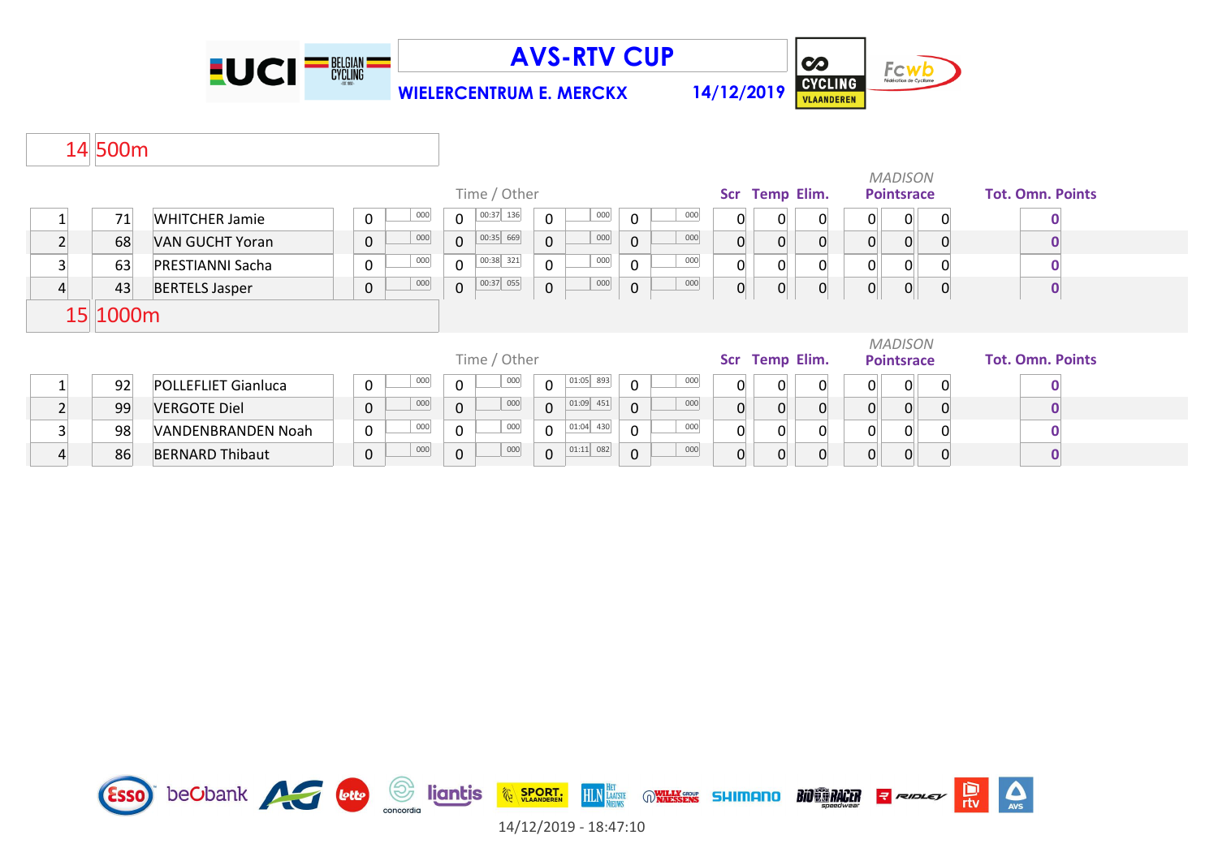# AVS-RTV CUP

**WIELERCENTRUM E. MERCKX** **14/12/2019**

## 14 500m

| | | | Time / Other | | | | | | | | Scr | Temp | Elim. | MADISON Pointsrace | | | Tot. Omn. Points |
|---|---|---|---|---|---|---|---|---|---|---|---|---|---|---|---|---|---|
| 1 | 71 | WHITCHER Jamie | 0 | 000 | 0 | 00:37 136 | 0 | 000 | 0 | 000 | 0 | 0 | 0 | 0 | 0 | 0 | 0 |
| 2 | 68 | VAN GUCHT Yoran | 0 | 000 | 0 | 00:35 669 | 0 | 000 | 0 | 000 | 0 | 0 | 0 | 0 | 0 | 0 | 0 |
| 3 | 63 | PRESTIANNI Sacha | 0 | 000 | 0 | 00:38 321 | 0 | 000 | 0 | 000 | 0 | 0 | 0 | 0 | 0 | 0 | 0 |
| 4 | 43 | BERTELS Jasper | 0 | 000 | 0 | 00:37 055 | 0 | 000 | 0 | 000 | 0 | 0 | 0 | 0 | 0 | 0 | 0 |

## 15 1000m

| | | | Time / Other | | | | | | | | Scr | Temp | Elim. | MADISON Pointsrace | | | Tot. Omn. Points |
|---|---|---|---|---|---|---|---|---|---|---|---|---|---|---|---|---|---|
| 1 | 92 | POLLEFLIET Gianluca | 0 | 000 | 0 | 000 | 0 | 01:05 893 | 0 | 000 | 0 | 0 | 0 | 0 | 0 | 0 | 0 |
| 2 | 99 | VERGOTE Diel | 0 | 000 | 0 | 000 | 0 | 01:09 451 | 0 | 000 | 0 | 0 | 0 | 0 | 0 | 0 | 0 |
| 3 | 98 | VANDENBRANDEN Noah | 0 | 000 | 0 | 000 | 0 | 01:04 430 | 0 | 000 | 0 | 0 | 0 | 0 | 0 | 0 | 0 |
| 4 | 86 | BERNARD Thibaut | 0 | 000 | 0 | 000 | 0 | 01:11 082 | 0 | 000 | 0 | 0 | 0 | 0 | 0 | 0 | 0 |

14/12/2019 - 18:47:10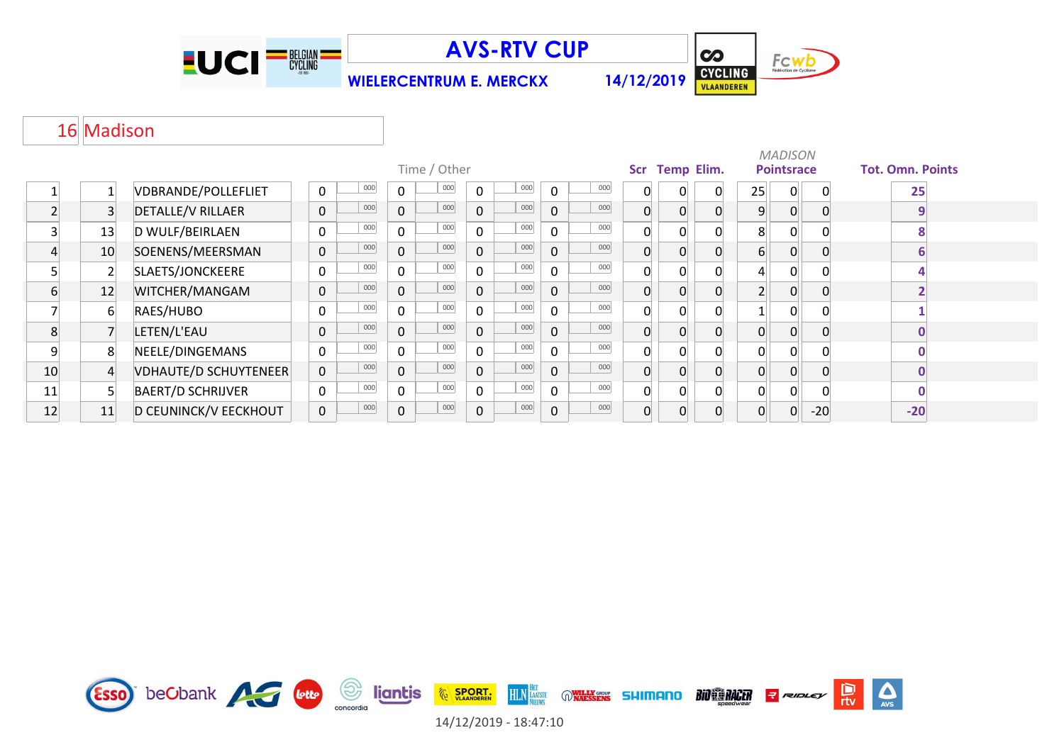# AVS-RTV CUP

**WIELERCENTRUM E. MERCKX** **14/12/2019**

## 16 Madison

| | | | Time / Other | | | | | | | | Scr | Temp | Elim. | MADISON Pointsrace | | | Tot. Omn. Points |
|---|---|---|---|---|---|---|---|---|---|---|---|---|---|---|---|---|---|
| 1 | 1 | VDBRANDE/POLLEFLIET | 0 | 000 | 0 | 000 | 0 | 000 | 0 | 000 | 0 | 0 | 0 | 25 | 0 | 0 | 25 |
| 2 | 3 | DETALLE/V RILLAER | 0 | 000 | 0 | 000 | 0 | 000 | 0 | 000 | 0 | 0 | 0 | 9 | 0 | 0 | 9 |
| 3 | 13 | D WULF/BEIRLAEN | 0 | 000 | 0 | 000 | 0 | 000 | 0 | 000 | 0 | 0 | 0 | 8 | 0 | 0 | 8 |
| 4 | 10 | SOENENS/MEERSMAN | 0 | 000 | 0 | 000 | 0 | 000 | 0 | 000 | 0 | 0 | 0 | 6 | 0 | 0 | 6 |
| 5 | 2 | SLAETS/JONCKEERE | 0 | 000 | 0 | 000 | 0 | 000 | 0 | 000 | 0 | 0 | 0 | 4 | 0 | 0 | 4 |
| 6 | 12 | WITCHER/MANGAM | 0 | 000 | 0 | 000 | 0 | 000 | 0 | 000 | 0 | 0 | 0 | 2 | 0 | 0 | 2 |
| 7 | 6 | RAES/HUBO | 0 | 000 | 0 | 000 | 0 | 000 | 0 | 000 | 0 | 0 | 0 | 1 | 0 | 0 | 1 |
| 8 | 7 | LETEN/L'EAU | 0 | 000 | 0 | 000 | 0 | 000 | 0 | 000 | 0 | 0 | 0 | 0 | 0 | 0 | 0 |
| 9 | 8 | NEELE/DINGEMANS | 0 | 000 | 0 | 000 | 0 | 000 | 0 | 000 | 0 | 0 | 0 | 0 | 0 | 0 | 0 |
| 10 | 4 | VDHAUTE/D SCHUYTENEER | 0 | 000 | 0 | 000 | 0 | 000 | 0 | 000 | 0 | 0 | 0 | 0 | 0 | 0 | 0 |
| 11 | 5 | BAERT/D SCHRIJVER | 0 | 000 | 0 | 000 | 0 | 000 | 0 | 000 | 0 | 0 | 0 | 0 | 0 | 0 | 0 |
| 12 | 11 | D CEUNINCK/V EECKHOUT | 0 | 000 | 0 | 000 | 0 | 000 | 0 | 000 | 0 | 0 | 0 | 0 | 0 | -20 | -20 |

14/12/2019 - 18:47:10